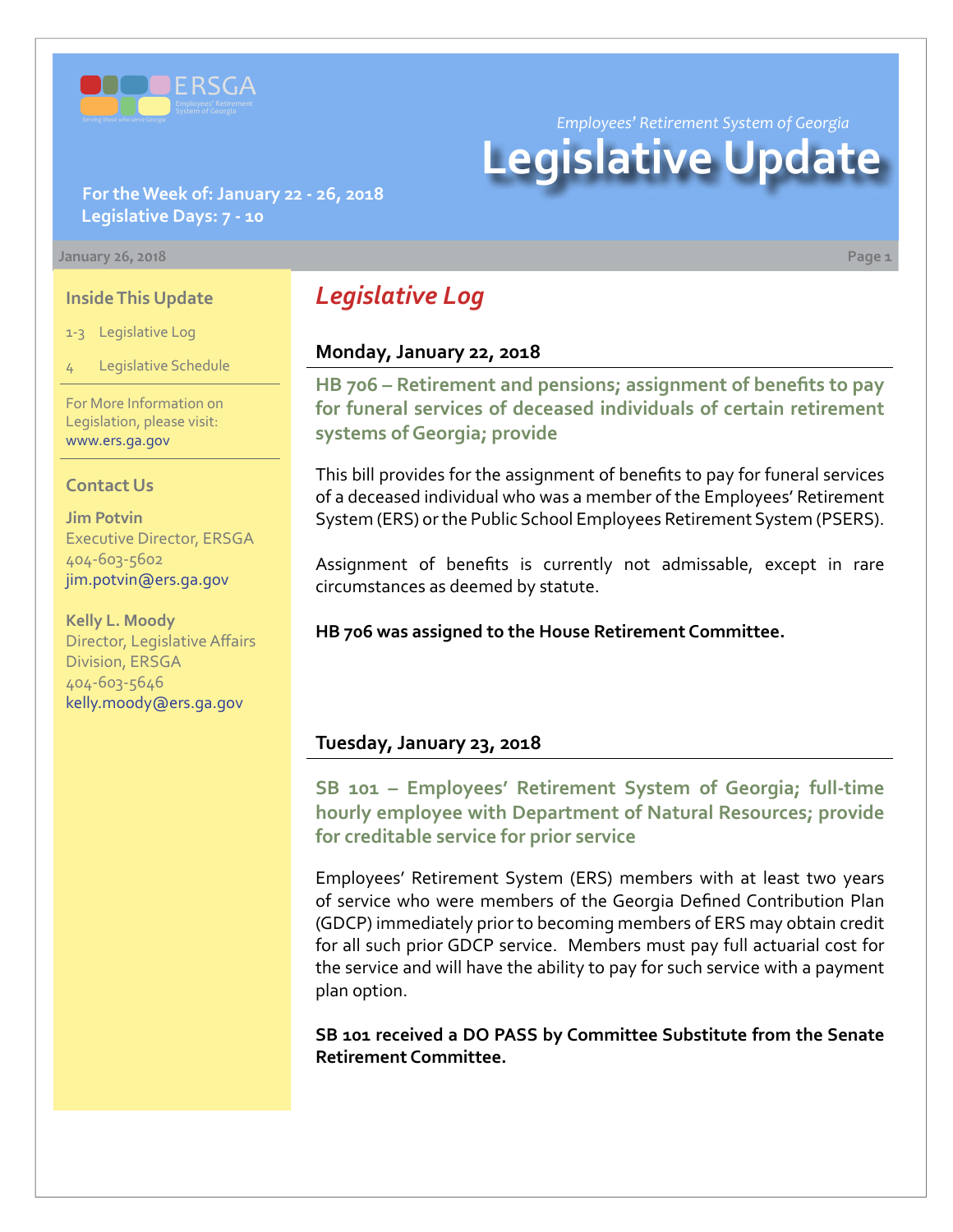ERSGA

Employees' Retirement System of Georgia

Serving those who serve Georgia

*Employees' Retirement System of Georgia*

# Legislative Update

**For the Week of: January 22 - 26, 2018**
**Legislative Days: 7 - 10**

January 26, 2018

### Inside This Update

1-3 Legislative Log

4 Legislative Schedule

For More Information on Legislation, please visit: www.ers.ga.gov

### Contact Us

**Jim Potvin**
Executive Director, ERSGA
404-603-5602
jim.potvin@ers.ga.gov

**Kelly L. Moody**
Director, Legislative Affairs Division, ERSGA
404-603-5646
kelly.moody@ers.ga.gov

## *Legislative Log*

### Monday, January 22, 2018

**HB 706 – Retirement and pensions; assignment of benefits to pay for funeral services of deceased individuals of certain retirement systems of Georgia; provide**

This bill provides for the assignment of benefits to pay for funeral services of a deceased individual who was a member of the Employees' Retirement System (ERS) or the Public School Employees Retirement System (PSERS).

Assignment of benefits is currently not admissable, except in rare circumstances as deemed by statute.

**HB 706 was assigned to the House Retirement Committee.**

### Tuesday, January 23, 2018

**SB 101 – Employees' Retirement System of Georgia; full-time hourly employee with Department of Natural Resources; provide for creditable service for prior service**

Employees' Retirement System (ERS) members with at least two years of service who were members of the Georgia Defined Contribution Plan (GDCP) immediately prior to becoming members of ERS may obtain credit for all such prior GDCP service. Members must pay full actuarial cost for the service and will have the ability to pay for such service with a payment plan option.

**SB 101 received a DO PASS by Committee Substitute from the Senate Retirement Committee.**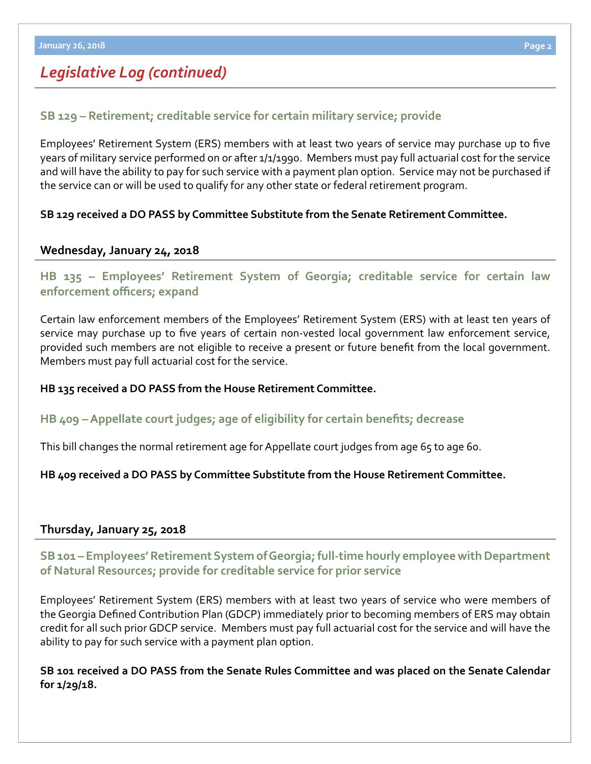## *Legislative Log (continued)*

### SB 129 – Retirement; creditable service for certain military service; provide

Employees' Retirement System (ERS) members with at least two years of service may purchase up to five years of military service performed on or after 1/1/1990. Members must pay full actuarial cost for the service and will have the ability to pay for such service with a payment plan option. Service may not be purchased if the service can or will be used to qualify for any other state or federal retirement program.

**SB 129 received a DO PASS by Committee Substitute from the Senate Retirement Committee.**

### Wednesday, January 24, 2018

### HB 135 – Employees' Retirement System of Georgia; creditable service for certain law enforcement officers; expand

Certain law enforcement members of the Employees' Retirement System (ERS) with at least ten years of service may purchase up to five years of certain non-vested local government law enforcement service, provided such members are not eligible to receive a present or future benefit from the local government. Members must pay full actuarial cost for the service.

**HB 135 received a DO PASS from the House Retirement Committee.**

### HB 409 – Appellate court judges; age of eligibility for certain benefits; decrease

This bill changes the normal retirement age for Appellate court judges from age 65 to age 60.

**HB 409 received a DO PASS by Committee Substitute from the House Retirement Committee.**

### Thursday, January 25, 2018

### SB 101 – Employees' Retirement System of Georgia; full-time hourly employee with Department of Natural Resources; provide for creditable service for prior service

Employees' Retirement System (ERS) members with at least two years of service who were members of the Georgia Defined Contribution Plan (GDCP) immediately prior to becoming members of ERS may obtain credit for all such prior GDCP service. Members must pay full actuarial cost for the service and will have the ability to pay for such service with a payment plan option.

**SB 101 received a DO PASS from the Senate Rules Committee and was placed on the Senate Calendar for 1/29/18.**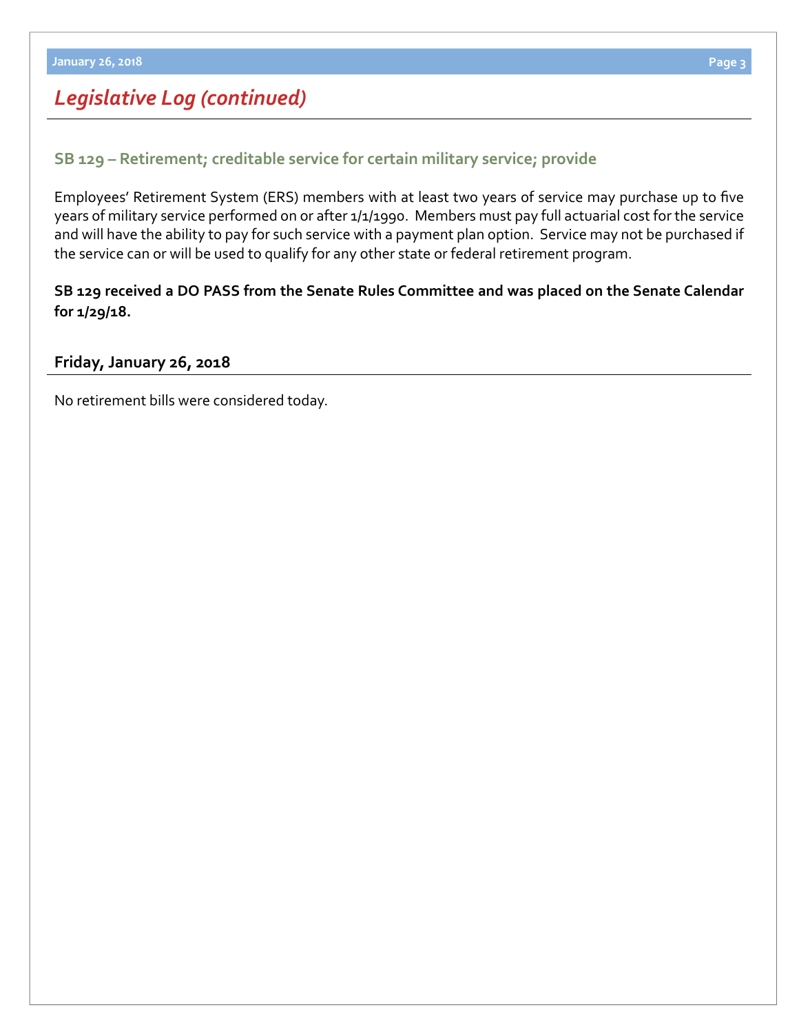## *Legislative Log (continued)*

### SB 129 – Retirement; creditable service for certain military service; provide

Employees' Retirement System (ERS) members with at least two years of service may purchase up to five years of military service performed on or after 1/1/1990. Members must pay full actuarial cost for the service and will have the ability to pay for such service with a payment plan option. Service may not be purchased if the service can or will be used to qualify for any other state or federal retirement program.

**SB 129 received a DO PASS from the Senate Rules Committee and was placed on the Senate Calendar for 1/29/18.**

### Friday, January 26, 2018

No retirement bills were considered today.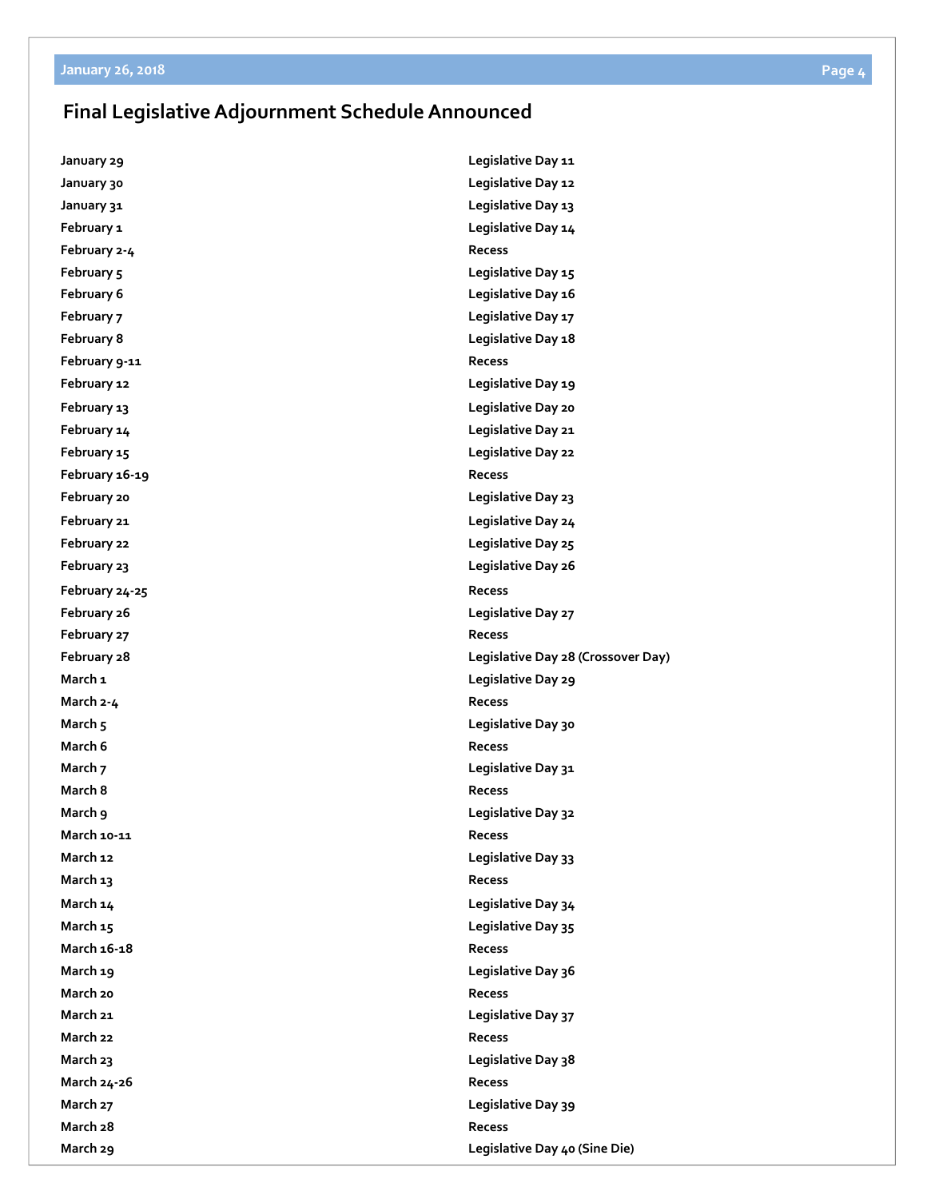## Final Legislative Adjournment Schedule Announced

| | |
|---|---|
| January 29 | Legislative Day 11 |
| January 30 | Legislative Day 12 |
| January 31 | Legislative Day 13 |
| February 1 | Legislative Day 14 |
| February 2-4 | Recess |
| February 5 | Legislative Day 15 |
| February 6 | Legislative Day 16 |
| February 7 | Legislative Day 17 |
| February 8 | Legislative Day 18 |
| February 9-11 | Recess |
| February 12 | Legislative Day 19 |
| February 13 | Legislative Day 20 |
| February 14 | Legislative Day 21 |
| February 15 | Legislative Day 22 |
| February 16-19 | Recess |
| February 20 | Legislative Day 23 |
| February 21 | Legislative Day 24 |
| February 22 | Legislative Day 25 |
| February 23 | Legislative Day 26 |
| February 24-25 | Recess |
| February 26 | Legislative Day 27 |
| February 27 | Recess |
| February 28 | Legislative Day 28 (Crossover Day) |
| March 1 | Legislative Day 29 |
| March 2-4 | Recess |
| March 5 | Legislative Day 30 |
| March 6 | Recess |
| March 7 | Legislative Day 31 |
| March 8 | Recess |
| March 9 | Legislative Day 32 |
| March 10-11 | Recess |
| March 12 | Legislative Day 33 |
| March 13 | Recess |
| March 14 | Legislative Day 34 |
| March 15 | Legislative Day 35 |
| March 16-18 | Recess |
| March 19 | Legislative Day 36 |
| March 20 | Recess |
| March 21 | Legislative Day 37 |
| March 22 | Recess |
| March 23 | Legislative Day 38 |
| March 24-26 | Recess |
| March 27 | Legislative Day 39 |
| March 28 | Recess |
| March 29 | Legislative Day 40 (Sine Die) |